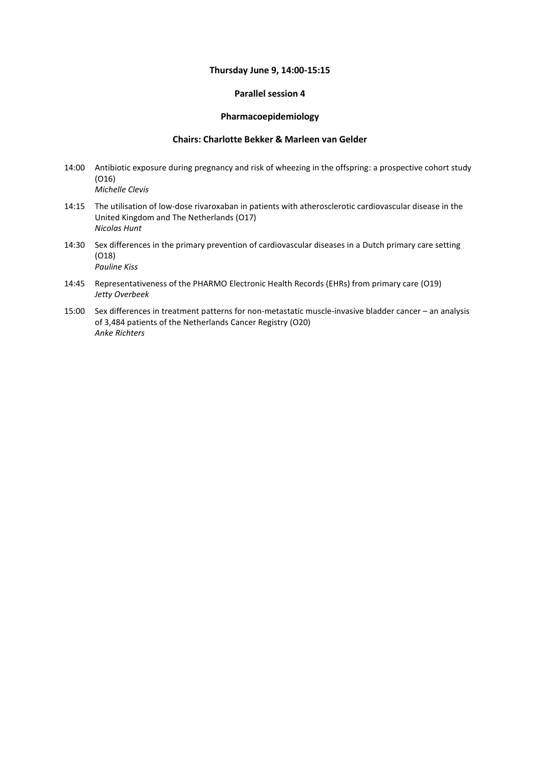**Thursday June 9, 14:00-15:15**

**Parallel session 4**

**Pharmacoepidemiology**

**Chairs: Charlotte Bekker & Marleen van Gelder**

14:00 Antibiotic exposure during pregnancy and risk of wheezing in the offspring: a prospective cohort study (O16)
*Michelle Clevis*

14:15 The utilisation of low-dose rivaroxaban in patients with atherosclerotic cardiovascular disease in the United Kingdom and The Netherlands (O17)
*Nicolas Hunt*

14:30 Sex differences in the primary prevention of cardiovascular diseases in a Dutch primary care setting (O18)
*Pauline Kiss*

14:45 Representativeness of the PHARMO Electronic Health Records (EHRs) from primary care (O19)
*Jetty Overbeek*

15:00 Sex differences in treatment patterns for non-metastatic muscle-invasive bladder cancer – an analysis of 3,484 patients of the Netherlands Cancer Registry (O20)
*Anke Richters*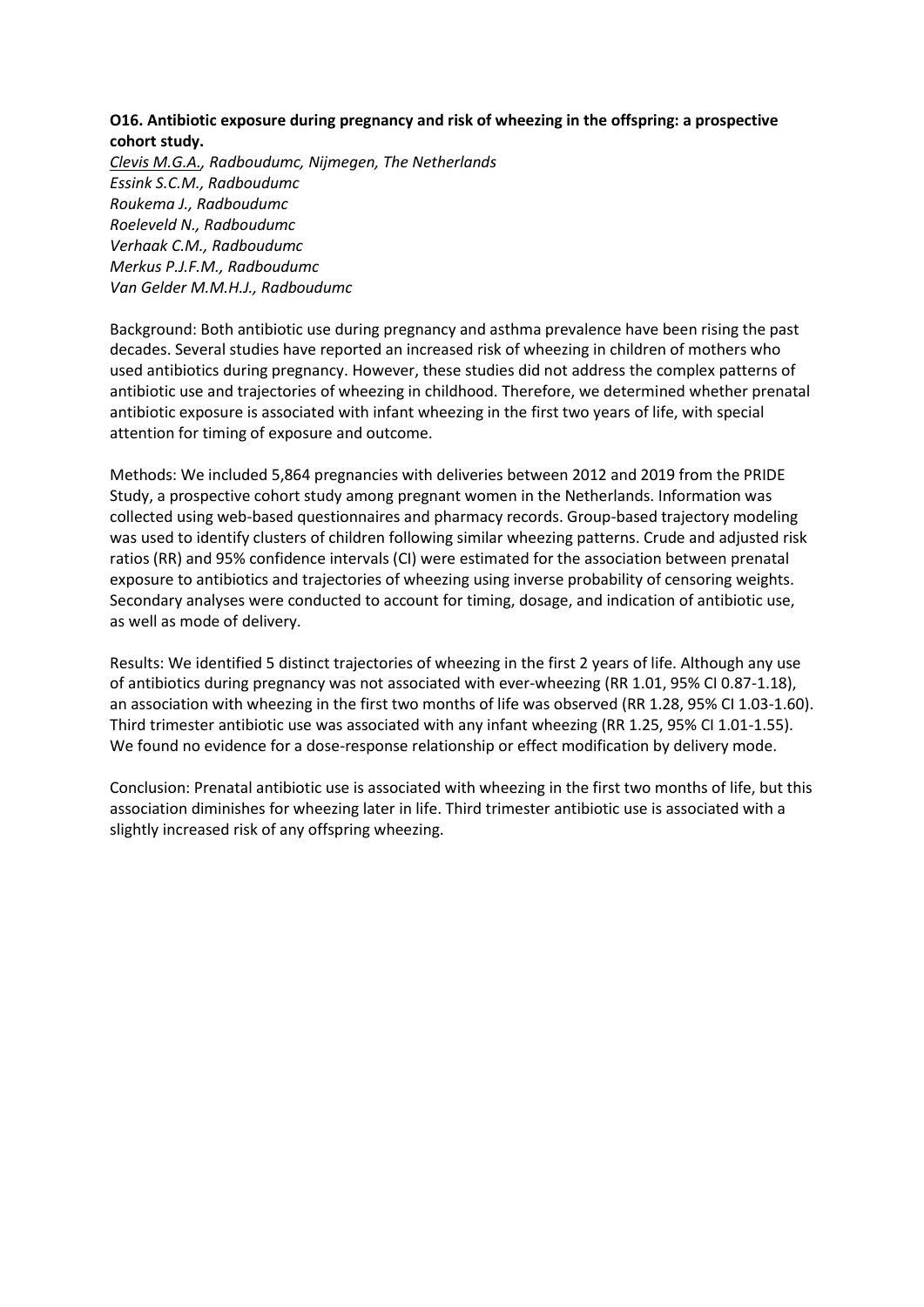**O16. Antibiotic exposure during pregnancy and risk of wheezing in the offspring: a prospective cohort study.**

*<u>Clevis M.G.A.</u>, Radboudumc, Nijmegen, The Netherlands*
*Essink S.C.M., Radboudumc*
*Roukema J., Radboudumc*
*Roeleveld N., Radboudumc*
*Verhaak C.M., Radboudumc*
*Merkus P.J.F.M., Radboudumc*
*Van Gelder M.M.H.J., Radboudumc*

Background: Both antibiotic use during pregnancy and asthma prevalence have been rising the past decades. Several studies have reported an increased risk of wheezing in children of mothers who used antibiotics during pregnancy. However, these studies did not address the complex patterns of antibiotic use and trajectories of wheezing in childhood. Therefore, we determined whether prenatal antibiotic exposure is associated with infant wheezing in the first two years of life, with special attention for timing of exposure and outcome.

Methods: We included 5,864 pregnancies with deliveries between 2012 and 2019 from the PRIDE Study, a prospective cohort study among pregnant women in the Netherlands. Information was collected using web-based questionnaires and pharmacy records. Group-based trajectory modeling was used to identify clusters of children following similar wheezing patterns. Crude and adjusted risk ratios (RR) and 95% confidence intervals (CI) were estimated for the association between prenatal exposure to antibiotics and trajectories of wheezing using inverse probability of censoring weights. Secondary analyses were conducted to account for timing, dosage, and indication of antibiotic use, as well as mode of delivery.

Results: We identified 5 distinct trajectories of wheezing in the first 2 years of life. Although any use of antibiotics during pregnancy was not associated with ever-wheezing (RR 1.01, 95% CI 0.87-1.18), an association with wheezing in the first two months of life was observed (RR 1.28, 95% CI 1.03-1.60). Third trimester antibiotic use was associated with any infant wheezing (RR 1.25, 95% CI 1.01-1.55). We found no evidence for a dose-response relationship or effect modification by delivery mode.

Conclusion: Prenatal antibiotic use is associated with wheezing in the first two months of life, but this association diminishes for wheezing later in life. Third trimester antibiotic use is associated with a slightly increased risk of any offspring wheezing.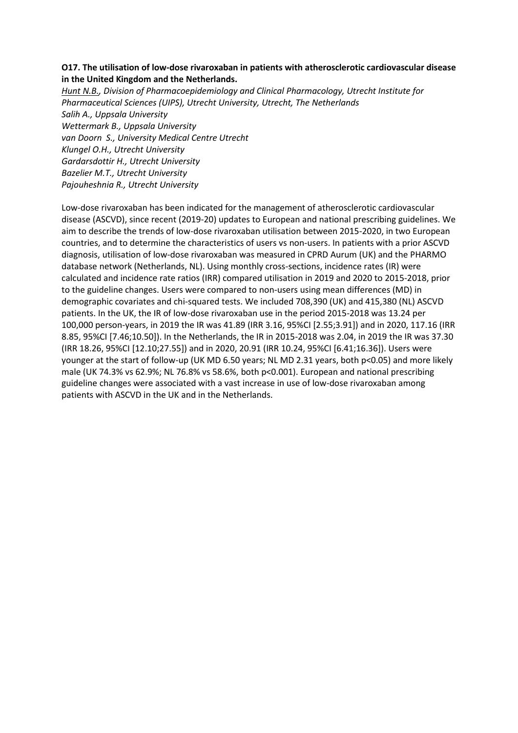**O17. The utilisation of low-dose rivaroxaban in patients with atherosclerotic cardiovascular disease in the United Kingdom and the Netherlands.**

*<u>Hunt N.B.</u>, Division of Pharmacoepidemiology and Clinical Pharmacology, Utrecht Institute for Pharmaceutical Sciences (UIPS), Utrecht University, Utrecht, The Netherlands*
*Salih A., Uppsala University*
*Wettermark B., Uppsala University*
*van Doorn S., University Medical Centre Utrecht*
*Klungel O.H., Utrecht University*
*Gardarsdottir H., Utrecht University*
*Bazelier M.T., Utrecht University*
*Pajouheshnia R., Utrecht University*

Low-dose rivaroxaban has been indicated for the management of atherosclerotic cardiovascular disease (ASCVD), since recent (2019-20) updates to European and national prescribing guidelines. We aim to describe the trends of low-dose rivaroxaban utilisation between 2015-2020, in two European countries, and to determine the characteristics of users vs non-users. In patients with a prior ASCVD diagnosis, utilisation of low-dose rivaroxaban was measured in CPRD Aurum (UK) and the PHARMO database network (Netherlands, NL). Using monthly cross-sections, incidence rates (IR) were calculated and incidence rate ratios (IRR) compared utilisation in 2019 and 2020 to 2015-2018, prior to the guideline changes. Users were compared to non-users using mean differences (MD) in demographic covariates and chi-squared tests. We included 708,390 (UK) and 415,380 (NL) ASCVD patients. In the UK, the IR of low-dose rivaroxaban use in the period 2015-2018 was 13.24 per 100,000 person-years, in 2019 the IR was 41.89 (IRR 3.16, 95%CI [2.55;3.91]) and in 2020, 117.16 (IRR 8.85, 95%CI [7.46;10.50]). In the Netherlands, the IR in 2015-2018 was 2.04, in 2019 the IR was 37.30 (IRR 18.26, 95%CI [12.10;27.55]) and in 2020, 20.91 (IRR 10.24, 95%CI [6.41;16.36]). Users were younger at the start of follow-up (UK MD 6.50 years; NL MD 2.31 years, both $p<0.05$) and more likely male (UK 74.3% vs 62.9%; NL 76.8% vs 58.6%, both $p<0.001$). European and national prescribing guideline changes were associated with a vast increase in use of low-dose rivaroxaban among patients with ASCVD in the UK and in the Netherlands.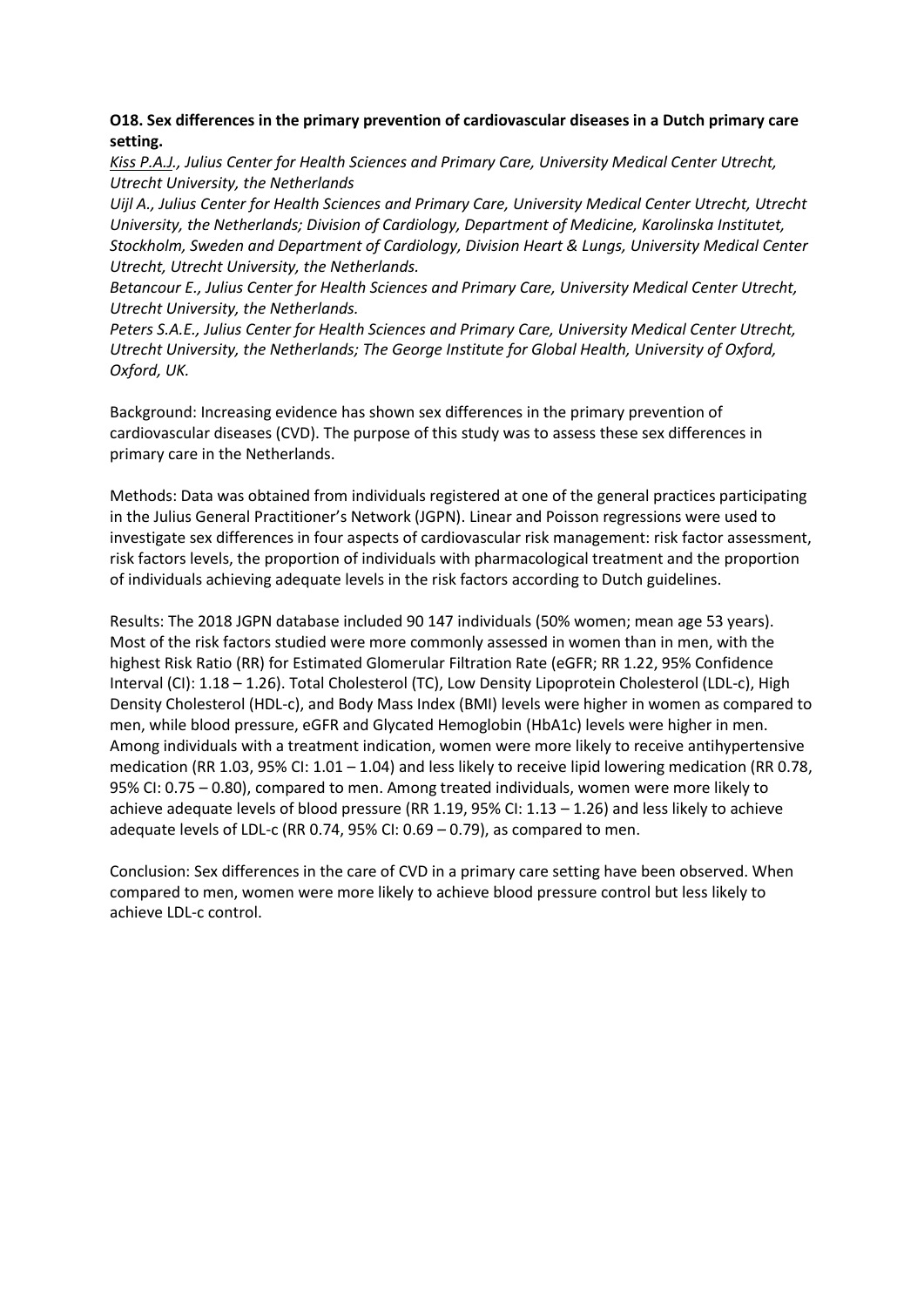**O18. Sex differences in the primary prevention of cardiovascular diseases in a Dutch primary care setting.**

*Kiss P.A.J., Julius Center for Health Sciences and Primary Care, University Medical Center Utrecht, Utrecht University, the Netherlands*

*Uijl A., Julius Center for Health Sciences and Primary Care, University Medical Center Utrecht, Utrecht University, the Netherlands; Division of Cardiology, Department of Medicine, Karolinska Institutet, Stockholm, Sweden and Department of Cardiology, Division Heart & Lungs, University Medical Center Utrecht, Utrecht University, the Netherlands.*

*Betancour E., Julius Center for Health Sciences and Primary Care, University Medical Center Utrecht, Utrecht University, the Netherlands.*

*Peters S.A.E., Julius Center for Health Sciences and Primary Care, University Medical Center Utrecht, Utrecht University, the Netherlands; The George Institute for Global Health, University of Oxford, Oxford, UK.*

Background: Increasing evidence has shown sex differences in the primary prevention of cardiovascular diseases (CVD). The purpose of this study was to assess these sex differences in primary care in the Netherlands.

Methods: Data was obtained from individuals registered at one of the general practices participating in the Julius General Practitioner's Network (JGPN). Linear and Poisson regressions were used to investigate sex differences in four aspects of cardiovascular risk management: risk factor assessment, risk factors levels, the proportion of individuals with pharmacological treatment and the proportion of individuals achieving adequate levels in the risk factors according to Dutch guidelines.

Results: The 2018 JGPN database included 90 147 individuals (50% women; mean age 53 years). Most of the risk factors studied were more commonly assessed in women than in men, with the highest Risk Ratio (RR) for Estimated Glomerular Filtration Rate (eGFR; RR 1.22, 95% Confidence Interval (CI): 1.18 – 1.26). Total Cholesterol (TC), Low Density Lipoprotein Cholesterol (LDL-c), High Density Cholesterol (HDL-c), and Body Mass Index (BMI) levels were higher in women as compared to men, while blood pressure, eGFR and Glycated Hemoglobin (HbA1c) levels were higher in men. Among individuals with a treatment indication, women were more likely to receive antihypertensive medication (RR 1.03, 95% CI: 1.01 – 1.04) and less likely to receive lipid lowering medication (RR 0.78, 95% CI: 0.75 – 0.80), compared to men. Among treated individuals, women were more likely to achieve adequate levels of blood pressure (RR 1.19, 95% CI: 1.13 – 1.26) and less likely to achieve adequate levels of LDL-c (RR 0.74, 95% CI: 0.69 – 0.79), as compared to men.

Conclusion: Sex differences in the care of CVD in a primary care setting have been observed. When compared to men, women were more likely to achieve blood pressure control but less likely to achieve LDL-c control.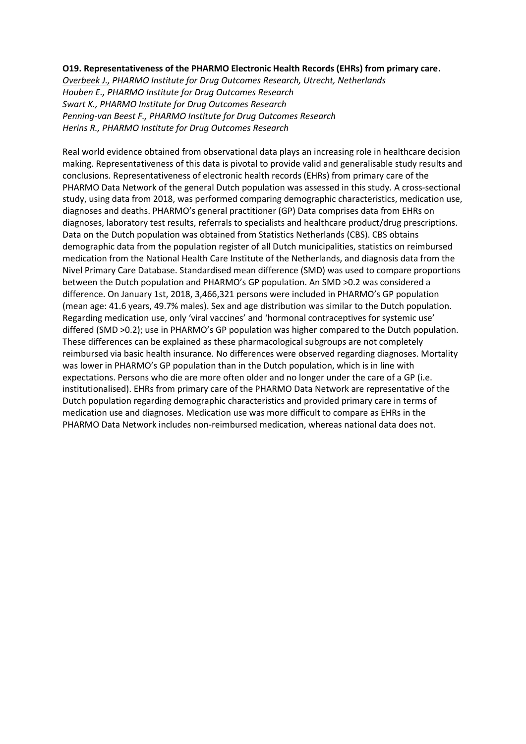**O19. Representativeness of the PHARMO Electronic Health Records (EHRs) from primary care.**

*Overbeek J., PHARMO Institute for Drug Outcomes Research, Utrecht, Netherlands*
*Houben E., PHARMO Institute for Drug Outcomes Research*
*Swart K., PHARMO Institute for Drug Outcomes Research*
*Penning-van Beest F., PHARMO Institute for Drug Outcomes Research*
*Herins R., PHARMO Institute for Drug Outcomes Research*

Real world evidence obtained from observational data plays an increasing role in healthcare decision making. Representativeness of this data is pivotal to provide valid and generalisable study results and conclusions. Representativeness of electronic health records (EHRs) from primary care of the PHARMO Data Network of the general Dutch population was assessed in this study. A cross-sectional study, using data from 2018, was performed comparing demographic characteristics, medication use, diagnoses and deaths. PHARMO's general practitioner (GP) Data comprises data from EHRs on diagnoses, laboratory test results, referrals to specialists and healthcare product/drug prescriptions. Data on the Dutch population was obtained from Statistics Netherlands (CBS). CBS obtains demographic data from the population register of all Dutch municipalities, statistics on reimbursed medication from the National Health Care Institute of the Netherlands, and diagnosis data from the Nivel Primary Care Database. Standardised mean difference (SMD) was used to compare proportions between the Dutch population and PHARMO's GP population. An SMD >0.2 was considered a difference. On January 1st, 2018, 3,466,321 persons were included in PHARMO's GP population (mean age: 41.6 years, 49.7% males). Sex and age distribution was similar to the Dutch population. Regarding medication use, only 'viral vaccines' and 'hormonal contraceptives for systemic use' differed (SMD >0.2); use in PHARMO's GP population was higher compared to the Dutch population. These differences can be explained as these pharmacological subgroups are not completely reimbursed via basic health insurance. No differences were observed regarding diagnoses. Mortality was lower in PHARMO's GP population than in the Dutch population, which is in line with expectations. Persons who die are more often older and no longer under the care of a GP (i.e. institutionalised). EHRs from primary care of the PHARMO Data Network are representative of the Dutch population regarding demographic characteristics and provided primary care in terms of medication use and diagnoses. Medication use was more difficult to compare as EHRs in the PHARMO Data Network includes non-reimbursed medication, whereas national data does not.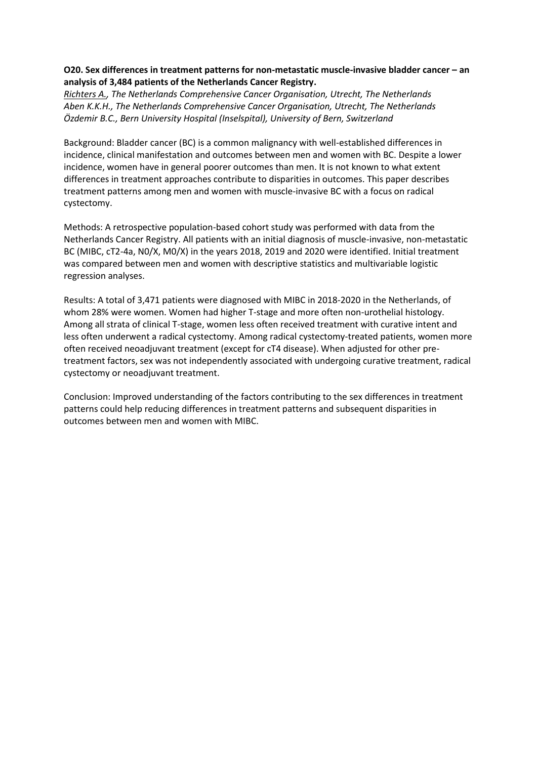**O20. Sex differences in treatment patterns for non-metastatic muscle-invasive bladder cancer – an analysis of 3,484 patients of the Netherlands Cancer Registry.**

*Richters A., The Netherlands Comprehensive Cancer Organisation, Utrecht, The Netherlands*
*Aben K.K.H., The Netherlands Comprehensive Cancer Organisation, Utrecht, The Netherlands*
*Özdemir B.C., Bern University Hospital (Inselspital), University of Bern, Switzerland*

Background: Bladder cancer (BC) is a common malignancy with well-established differences in incidence, clinical manifestation and outcomes between men and women with BC. Despite a lower incidence, women have in general poorer outcomes than men. It is not known to what extent differences in treatment approaches contribute to disparities in outcomes. This paper describes treatment patterns among men and women with muscle-invasive BC with a focus on radical cystectomy.

Methods: A retrospective population-based cohort study was performed with data from the Netherlands Cancer Registry. All patients with an initial diagnosis of muscle-invasive, non-metastatic BC (MIBC, cT2-4a, N0/X, M0/X) in the years 2018, 2019 and 2020 were identified. Initial treatment was compared between men and women with descriptive statistics and multivariable logistic regression analyses.

Results: A total of 3,471 patients were diagnosed with MIBC in 2018-2020 in the Netherlands, of whom 28% were women. Women had higher T-stage and more often non-urothelial histology. Among all strata of clinical T-stage, women less often received treatment with curative intent and less often underwent a radical cystectomy. Among radical cystectomy-treated patients, women more often received neoadjuvant treatment (except for cT4 disease). When adjusted for other pre-treatment factors, sex was not independently associated with undergoing curative treatment, radical cystectomy or neoadjuvant treatment.

Conclusion: Improved understanding of the factors contributing to the sex differences in treatment patterns could help reducing differences in treatment patterns and subsequent disparities in outcomes between men and women with MIBC.